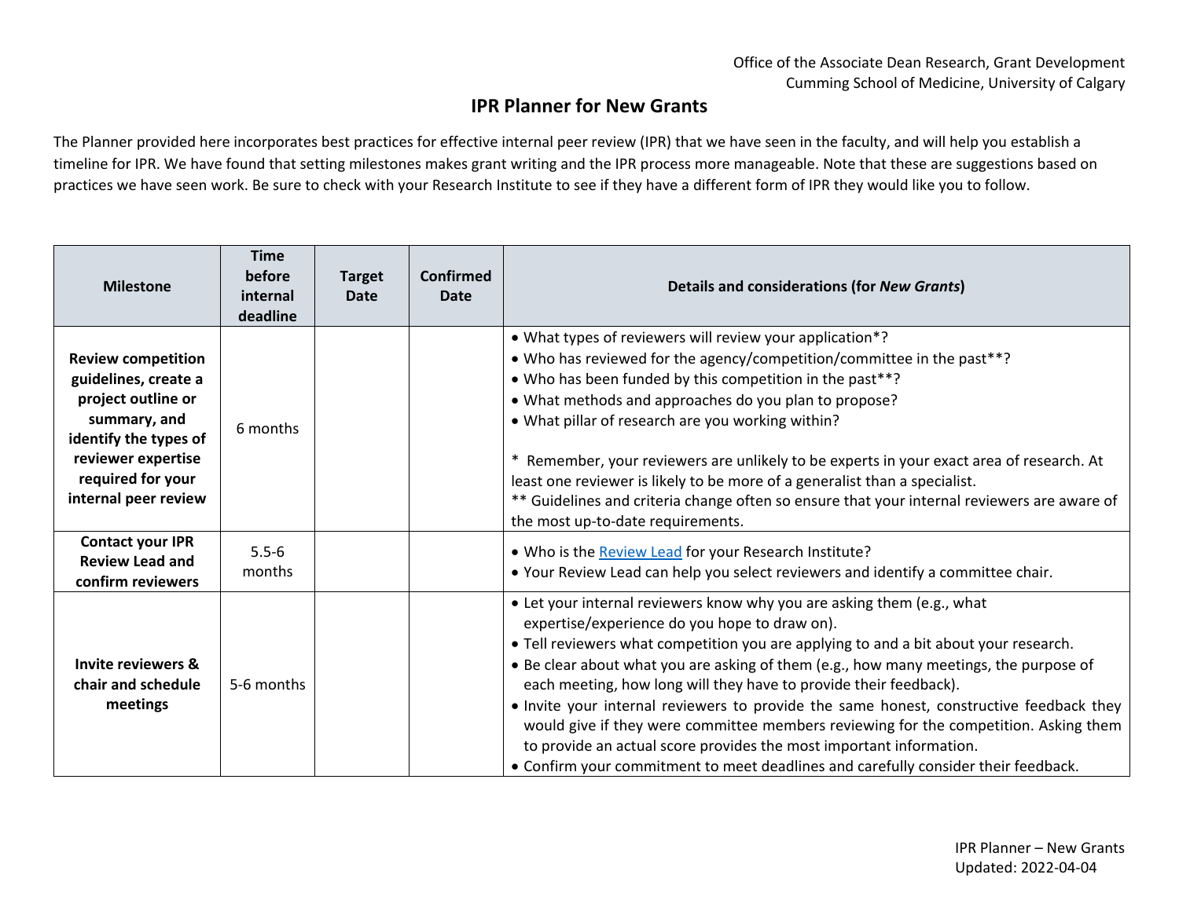Office of the Associate Dean Research, Grant Development
Cumming School of Medicine, University of Calgary

# IPR Planner for New Grants

The Planner provided here incorporates best practices for effective internal peer review (IPR) that we have seen in the faculty, and will help you establish a timeline for IPR. We have found that setting milestones makes grant writing and the IPR process more manageable. Note that these are suggestions based on practices we have seen work. Be sure to check with your Research Institute to see if they have a different form of IPR they would like you to follow.

| Milestone | Time before internal deadline | Target Date | Confirmed Date | Details and considerations (for *New Grants*) |
|---|---|---|---|---|
| **Review competition guidelines, create a project outline or summary, and identify the types of reviewer expertise required for your internal peer review** | 6 months | | | • What types of reviewers will review your application*?<br>• Who has reviewed for the agency/competition/committee in the past**?<br>• Who has been funded by this competition in the past**?<br>• What methods and approaches do you plan to propose?<br>• What pillar of research are you working within?<br><br>* Remember, your reviewers are unlikely to be experts in your exact area of research. At least one reviewer is likely to be more of a generalist than a specialist.<br>** Guidelines and criteria change often so ensure that your internal reviewers are aware of the most up-to-date requirements. |
| **Contact your IPR Review Lead and confirm reviewers** | 5.5-6 months | | | • Who is the Review Lead for your Research Institute?<br>• Your Review Lead can help you select reviewers and identify a committee chair. |
| **Invite reviewers & chair and schedule meetings** | 5-6 months | | | • Let your internal reviewers know why you are asking them (e.g., what expertise/experience do you hope to draw on).<br>• Tell reviewers what competition you are applying to and a bit about your research.<br>• Be clear about what you are asking of them (e.g., how many meetings, the purpose of each meeting, how long will they have to provide their feedback).<br>• Invite your internal reviewers to provide the same honest, constructive feedback they would give if they were committee members reviewing for the competition. Asking them to provide an actual score provides the most important information.<br>• Confirm your commitment to meet deadlines and carefully consider their feedback. |

IPR Planner – New Grants
Updated: 2022-04-04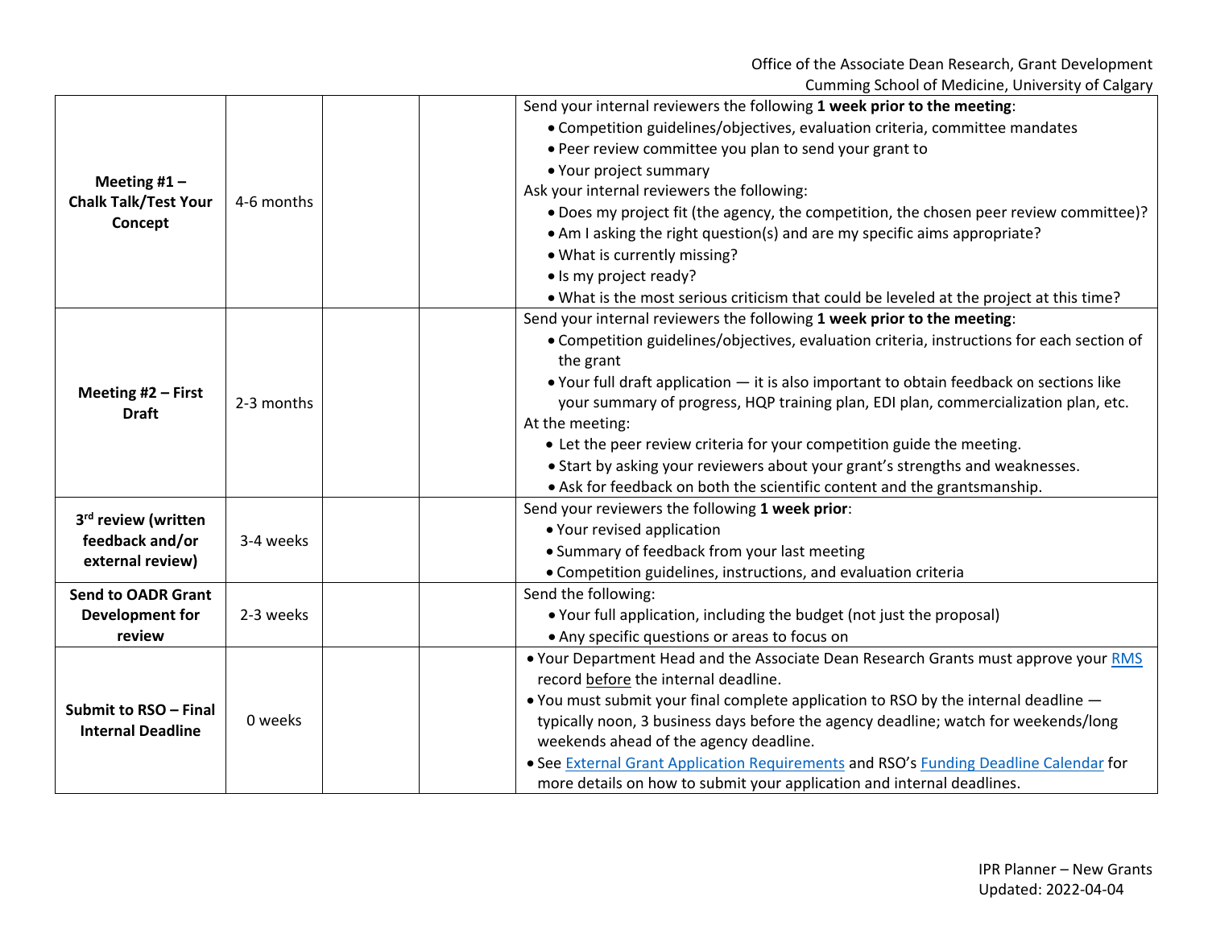| | | | | |
|---|---|---|---|---|
| **Meeting #1 – Chalk Talk/Test Your Concept** | 4-6 months | | | Send your internal reviewers the following **1 week prior to the meeting**:<br>• Competition guidelines/objectives, evaluation criteria, committee mandates<br>• Peer review committee you plan to send your grant to<br>• Your project summary<br>Ask your internal reviewers the following:<br>• Does my project fit (the agency, the competition, the chosen peer review committee)?<br>• Am I asking the right question(s) and are my specific aims appropriate?<br>• What is currently missing?<br>• Is my project ready?<br>• What is the most serious criticism that could be leveled at the project at this time? |
| **Meeting #2 – First Draft** | 2-3 months | | | Send your internal reviewers the following **1 week prior to the meeting**:<br>• Competition guidelines/objectives, evaluation criteria, instructions for each section of the grant<br>• Your full draft application — it is also important to obtain feedback on sections like your summary of progress, HQP training plan, EDI plan, commercialization plan, etc.<br>At the meeting:<br>• Let the peer review criteria for your competition guide the meeting.<br>• Start by asking your reviewers about your grant's strengths and weaknesses.<br>• Ask for feedback on both the scientific content and the grantsmanship. |
| **3rd review (written feedback and/or external review)** | 3-4 weeks | | | Send your reviewers the following **1 week prior**:<br>• Your revised application<br>• Summary of feedback from your last meeting<br>• Competition guidelines, instructions, and evaluation criteria |
| **Send to OADR Grant Development for review** | 2-3 weeks | | | Send the following:<br>• Your full application, including the budget (not just the proposal)<br>• Any specific questions or areas to focus on |
| **Submit to RSO – Final Internal Deadline** | 0 weeks | | | • Your Department Head and the Associate Dean Research Grants must approve your RMS record before the internal deadline.<br>• You must submit your final complete application to RSO by the internal deadline — typically noon, 3 business days before the agency deadline; watch for weekends/long weekends ahead of the agency deadline.<br>• See External Grant Application Requirements and RSO's Funding Deadline Calendar for more details on how to submit your application and internal deadlines. |

IPR Planner – New Grants
Updated: 2022-04-04